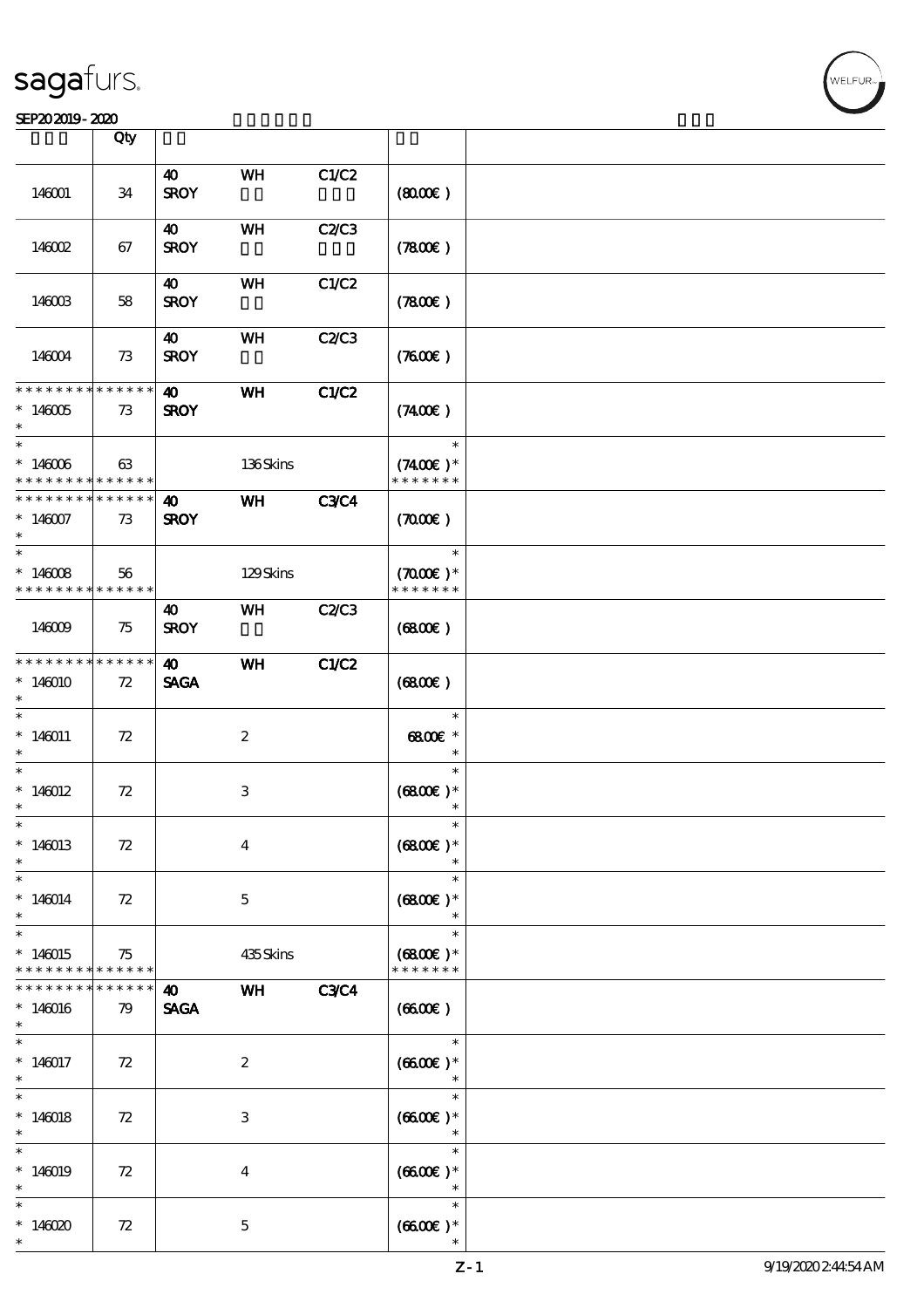# sagafurs.

SEP20 2019 - 2020

| | Qty | | | | | |
|---|---|---|---|---|---|---|
| 146001 | 34 | 40 SROY | WH | C1/C2 | (80.00€) | |
| 146002 | 67 | 40 SROY | WH | C2/C3 | (78.00€) | |
| 146003 | 58 | 40 SROY | WH | C1/C2 | (78.00€) | |
| 146004 | 73 | 40 SROY | WH | C2/C3 | (76.00€) | |
| * * * * * * * * * * * * * * 146005 * | 73 | 40 SROY | WH | C1/C2 | (74.00€) | |
| * * 146006 * * * * * * * * * * * * * | 63 | | 136 Skins | | * (74.00€)* * * * * * * * | |
| * * * * * * * * * * * * * * 146007 * | 73 | 40 SROY | WH | C3/C4 | (70.00€) | |
| * * 146008 * * * * * * * * * * * * * | 56 | | 129 Skins | | * (70.00€)* * * * * * * * | |
| 146009 | 75 | 40 SROY | WH | C2/C3 | (68.00€) | |
| * * * * * * * * * * * * * * 146010 * | 72 | 40 SAGA | WH | C1/C2 | (68.00€) | |
| * * 146011 * | 72 | | 2 | | * 68.00€ * * | |
| * * 146012 * | 72 | | 3 | | * (68.00€)* * | |
| * * 146013 * | 72 | | 4 | | * (68.00€)* * | |
| * * 146014 * | 72 | | 5 | | * (68.00€)* * | |
| * * 146015 * * * * * * * * * * * * * | 75 | | 435 Skins | | * (68.00€)* * * * * * * * | |
| * * * * * * * * * * * * * * 146016 * | 79 | 40 SAGA | WH | C3/C4 | (66.00€) | |
| * * 146017 * | 72 | | 2 | | * (66.00€)* * | |
| * * 146018 * | 72 | | 3 | | * (66.00€)* * | |
| * * 146019 * | 72 | | 4 | | * (66.00€)* * | |
| * * 146020 * | 72 | | 5 | | * (66.00€)* * | |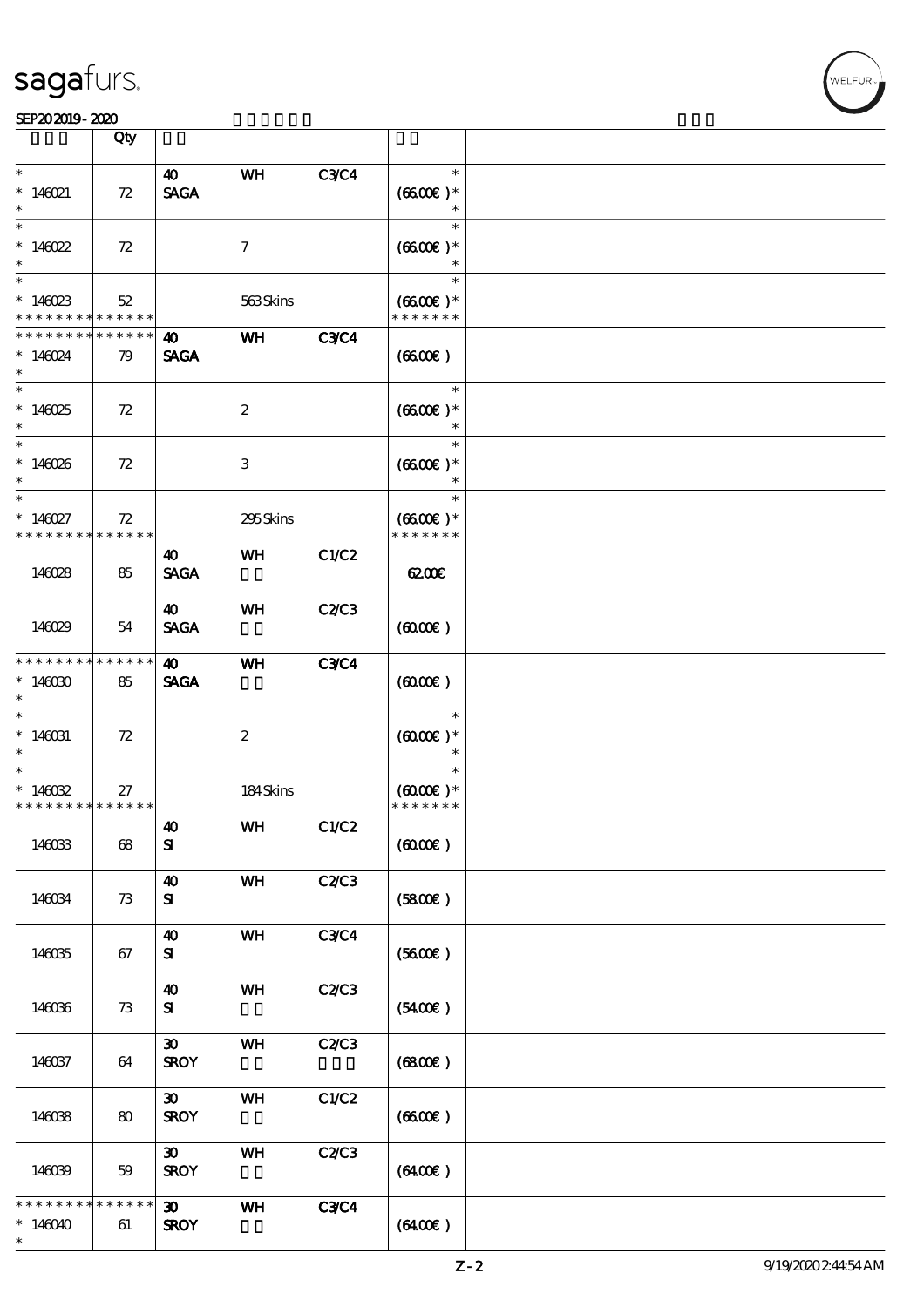| | Qty | | | | | |
|---|---|---|---|---|---|---|
| * <br> * 146021 <br> * | 72 | 40 <br> SAGA | WH | C3/C4 | * <br> (66.00€) * <br> * | |
| * <br> * 146022 <br> * | 72 | | 7 | | * <br> (66.00€) * <br> * | |
| * <br> * 146023 <br> * * * * * * * * * * * * * * | 52 | | 563 Skins | | * <br> (66.00€) * <br> * * * * * * * | |
| * * * * * * * * * * * * * * <br> * 146024 <br> * | 79 | 40 <br> SAGA | WH | C3/C4 | (66.00€) | |
| * <br> * 146025 <br> * | 72 | | 2 | | * <br> (66.00€) * <br> * | |
| * <br> * 146026 <br> * | 72 | | 3 | | * <br> (66.00€) * <br> * | |
| * <br> * 146027 <br> * * * * * * * * * * * * * * | 72 | | 295 Skins | | * <br> (66.00€) * <br> * * * * * * * | |
| 146028 | 85 | 40 <br> SAGA | WH | C1/C2 | 62.00€ | |
| 146029 | 54 | 40 <br> SAGA | WH | C2/C3 | (60.00€) | |
| * * * * * * * * * * * * * * <br> * 146030 <br> * | 85 | 40 <br> SAGA | WH | C3/C4 | (60.00€) | |
| * <br> * 146031 <br> * | 72 | | 2 | | * <br> (60.00€) * <br> * | |
| * <br> * 146032 <br> * * * * * * * * * * * * * * | 27 | | 184 Skins | | * <br> (60.00€) * <br> * * * * * * * | |
| 146033 | 68 | 40 <br> SI | WH | C1/C2 | (60.00€) | |
| 146034 | 73 | 40 <br> SI | WH | C2/C3 | (58.00€) | |
| 146035 | 67 | 40 <br> SI | WH | C3/C4 | (56.00€) | |
| 146036 | 73 | 40 <br> SI | WH | C2/C3 | (54.00€) | |
| 146037 | 64 | 30 <br> SROY | WH | C2/C3 | (68.00€) | |
| 146038 | 80 | 30 <br> SROY | WH | C1/C2 | (66.00€) | |
| 146039 | 59 | 30 <br> SROY | WH | C2/C3 | (64.00€) | |
| * * * * * * * * * * * * * * <br> * 146040 <br> * | 61 | 30 <br> SROY | WH | C3/C4 | (64.00€) | |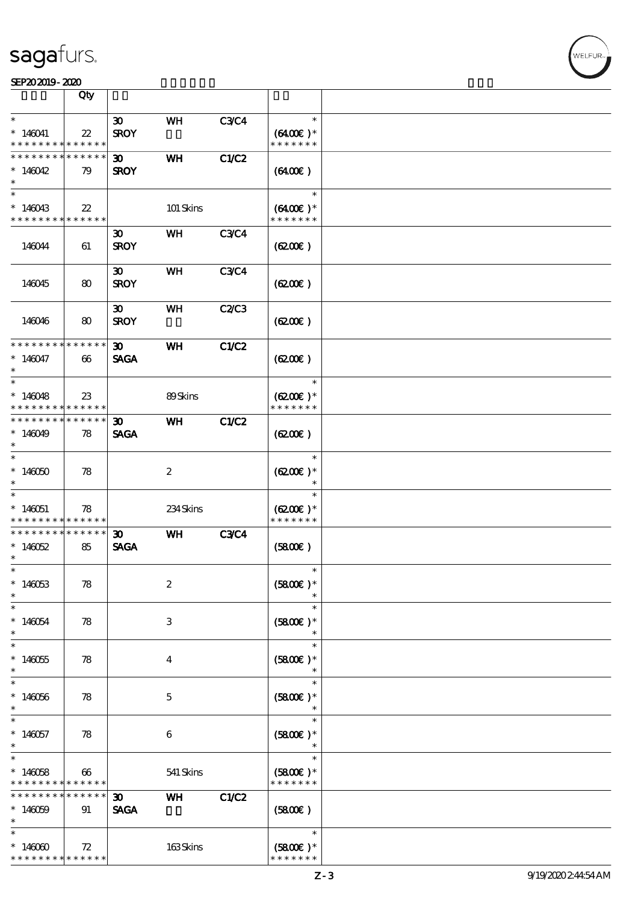| | Qty | | | | | |
|---|---|---|---|---|---|---|
| * | | 30 | WH | C3/C4 | * | |
| * 146041 | 22 | SROY | | | (64.00€ )* | |
| * * * * * * * * * * * * * * | | | | | * * * * * * * | |
| * * * * * * * * * * * * * * | | 30 | WH | C1/C2 | | |
| * 146042 | 79 | SROY | | | (64.00€ ) | |
| * | | | | | | |
| * | | | | | * | |
| * 146043 | 22 | | 101 Skins | | (64.00€ )* | |
| * * * * * * * * * * * * * * | | | | | * * * * * * * | |
| | | 30 | WH | C3/C4 | | |
| 146044 | 61 | SROY | | | (62.00€ ) | |
| | | 30 | WH | C3/C4 | | |
| 146045 | 80 | SROY | | | (62.00€ ) | |
| | | 30 | WH | C2/C3 | | |
| 146046 | 80 | SROY | | | (62.00€ ) | |
| * * * * * * * * * * * * * * | | 30 | WH | C1/C2 | | |
| * 146047 | 66 | SAGA | | | (62.00€ ) | |
| * | | | | | | |
| * | | | | | * | |
| * 146048 | 23 | | 89 Skins | | (62.00€ )* | |
| * * * * * * * * * * * * * * | | | | | * * * * * * * | |
| * * * * * * * * * * * * * * | | 30 | WH | C1/C2 | | |
| * 146049 | 78 | SAGA | | | (62.00€ ) | |
| * | | | | | | |
| * | | | | | * | |
| * 146050 | 78 | | 2 | | (62.00€ )* | |
| * | | | | | * | |
| * | | | | | * | |
| * 146051 | 78 | | 234 Skins | | (62.00€ )* | |
| * * * * * * * * * * * * * * | | | | | * * * * * * * | |
| * * * * * * * * * * * * * * | | 30 | WH | C3/C4 | | |
| * 146052 | 85 | SAGA | | | (58.00€ ) | |
| * | | | | | | |
| * | | | | | * | |
| * 146053 | 78 | | 2 | | (58.00€ )* | |
| * | | | | | * | |
| * | | | | | * | |
| * 146054 | 78 | | 3 | | (58.00€ )* | |
| * | | | | | * | |
| * | | | | | * | |
| * 146055 | 78 | | 4 | | (58.00€ )* | |
| * | | | | | * | |
| * | | | | | * | |
| * 146056 | 78 | | 5 | | (58.00€ )* | |
| * | | | | | * | |
| * | | | | | * | |
| * 146057 | 78 | | 6 | | (58.00€ )* | |
| * | | | | | * | |
| * | | | | | * | |
| * 146058 | 66 | | 541 Skins | | (58.00€ )* | |
| * * * * * * * * * * * * * * | | | | | * * * * * * * | |
| * * * * * * * * * * * * * * | | 30 | WH | C1/C2 | | |
| * 146059 | 91 | SAGA | | | (58.00€ ) | |
| * | | | | | | |
| * | | | | | * | |
| * 146060 | 72 | | 163 Skins | | (58.00€ )* | |
| * * * * * * * * * * * * * * | | | | | * * * * * * * | |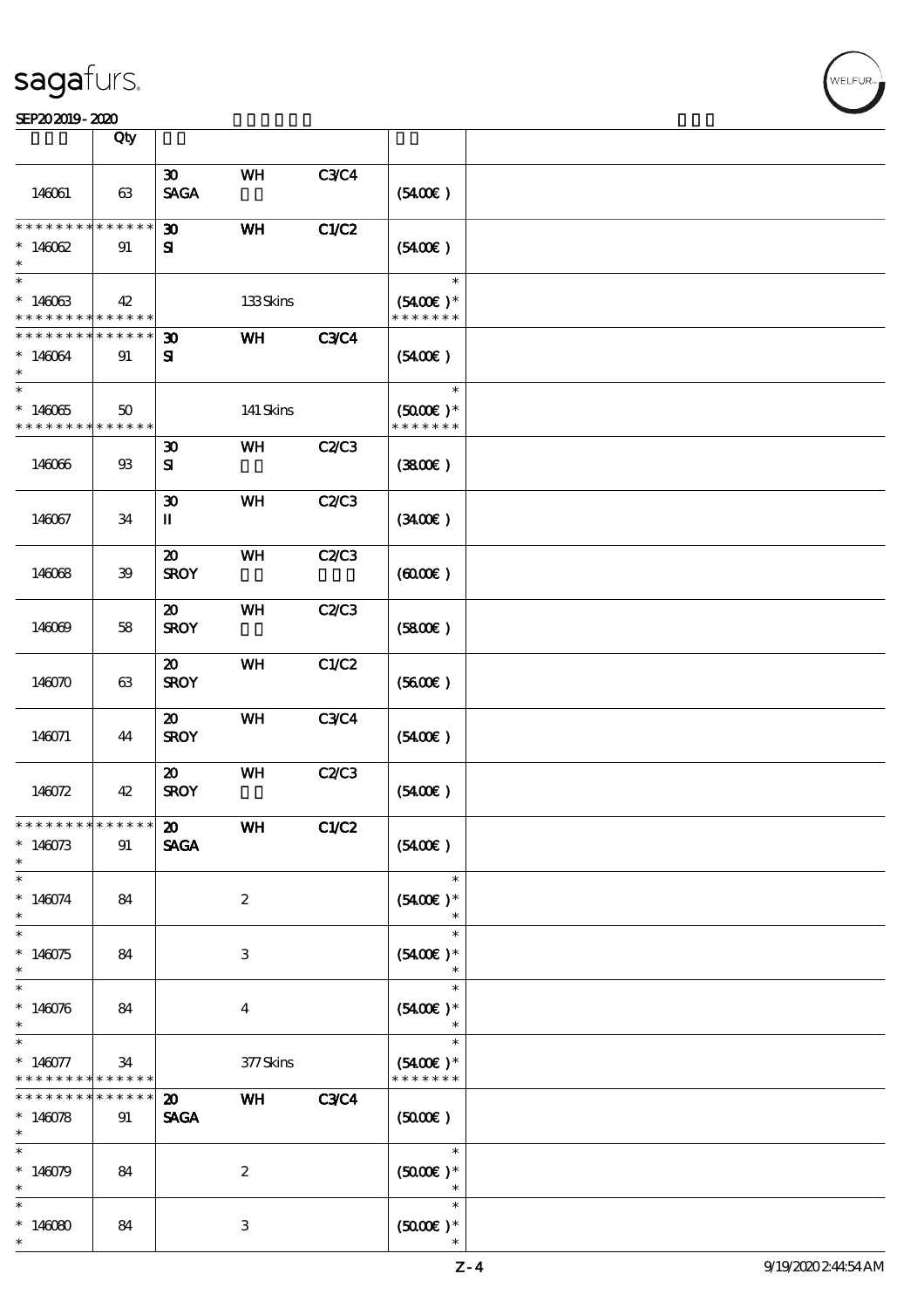| | Qty | | | | | |
|---|---|---|---|---|---|---|
| 146061 | 63 | 30 SAGA | WH | C3/C4 | (54.00€) | |
| * * * * * * * * * * * * * * 146062 * | 91 | 30 SI | WH | C1/C2 | (54.00€) | |
| * * 146063 * * * * * * * * * * * * * | 42 | | 133 Skins | | * (54.00€) * * * * * * * * | |
| * * * * * * * * * * * * * * 146064 * | 91 | 30 SI | WH | C3/C4 | (54.00€) | |
| * * 146065 * * * * * * * * * * * * * | 50 | | 141 Skins | | * (50.00€) * * * * * * * * | |
| 146066 | 93 | 30 SI | WH | C2/C3 | (38.00€) | |
| 146067 | 34 | 30 II | WH | C2/C3 | (34.00€) | |
| 146068 | 39 | 20 SROY | WH | C2/C3 | (60.00€) | |
| 146069 | 58 | 20 SROY | WH | C2/C3 | (58.00€) | |
| 146070 | 63 | 20 SROY | WH | C1/C2 | (56.00€) | |
| 146071 | 44 | 20 SROY | WH | C3/C4 | (54.00€) | |
| 146072 | 42 | 20 SROY | WH | C2/C3 | (54.00€) | |
| * * * * * * * * * * * * * * 146073 * | 91 | 20 SAGA | WH | C1/C2 | (54.00€) | |
| * * 146074 * | 84 | | 2 | | * (54.00€) * * | |
| * * 146075 * | 84 | | 3 | | * (54.00€) * * | |
| * * 146076 * | 84 | | 4 | | * (54.00€) * * | |
| * * 146077 * * * * * * * * * * * * * | 34 | | 377 Skins | | * (54.00€) * * * * * * * * | |
| * * * * * * * * * * * * * * 146078 * | 91 | 20 SAGA | WH | C3/C4 | (50.00€) | |
| * * 146079 * | 84 | | 2 | | * (50.00€) * * | |
| * * 146080 * | 84 | | 3 | | * (50.00€) * * | |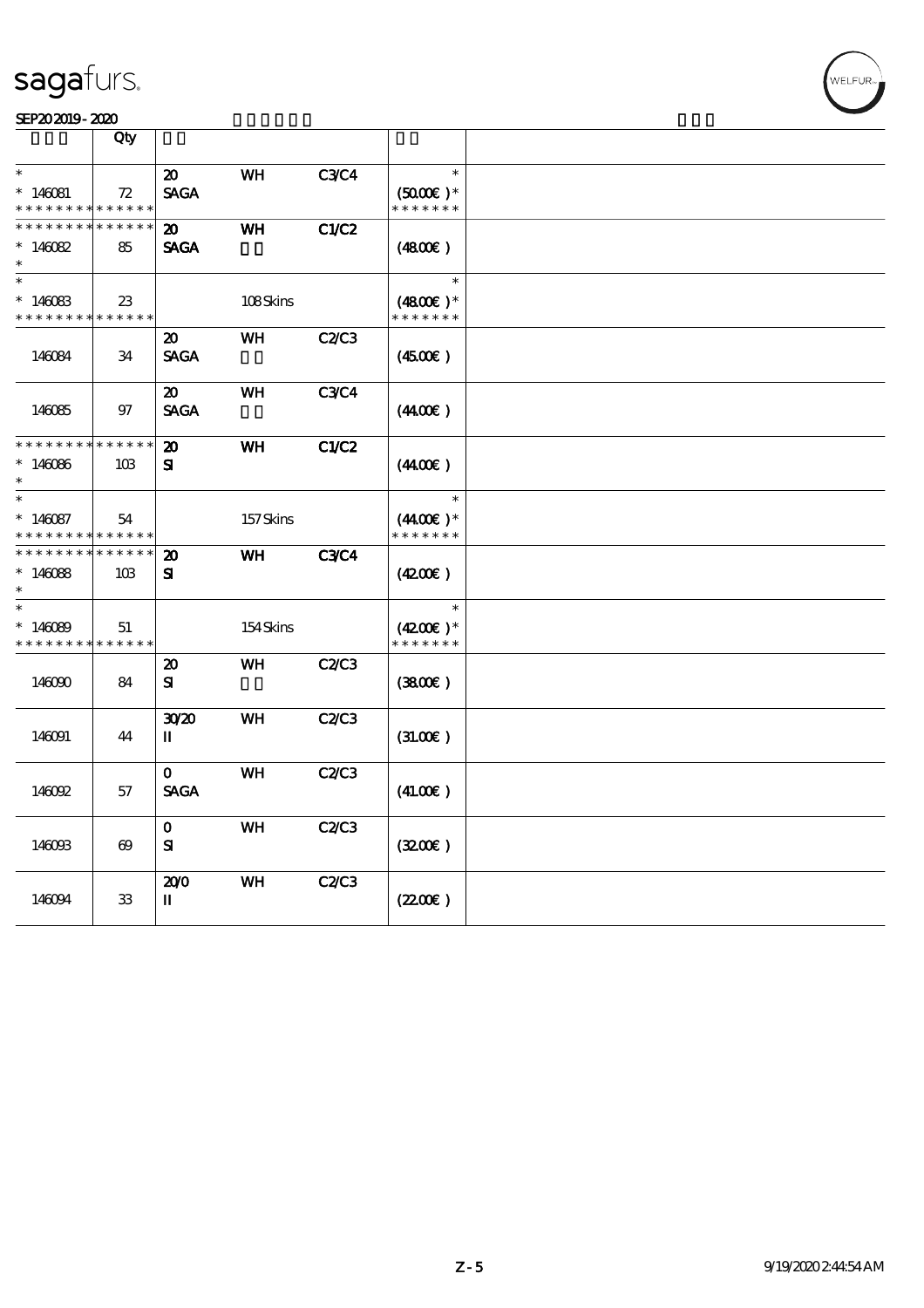sagafurs.

SEP20 2019 - 2020

| | Qty | | | | | |
|---|---|---|---|---|---|---|
| * | | 20 | WH | C3/C4 | * | |
| * 146081 | 72 | SAGA | | | (50.00€ )* | |
| * * * * * * * * * * * * * * | | | | | * * * * * * * | |
| * * * * * * * * * * * * * * | | 20 | WH | C1/C2 | | |
| * 146082 | 85 | SAGA | | | (48.00€ ) | |
| * | | | | | | |
| * | | | | | * | |
| * 146083 | 23 | | 108 Skins | | (48.00€ )* | |
| * * * * * * * * * * * * * * | | | | | * * * * * * * | |
| | | 20 | WH | C2/C3 | | |
| 146084 | 34 | SAGA | | | (45.00€ ) | |
| | | 20 | WH | C3/C4 | | |
| 146085 | 97 | SAGA | | | (44.00€ ) | |
| * * * * * * * * * * * * * * | | 20 | WH | C1/C2 | | |
| * 146086 | 103 | SI | | | (44.00€ ) | |
| * | | | | | | |
| * | | | | | * | |
| * 146087 | 54 | | 157 Skins | | (44.00€ )* | |
| * * * * * * * * * * * * * * | | | | | * * * * * * * | |
| * * * * * * * * * * * * * * | | 20 | WH | C3/C4 | | |
| * 146088 | 103 | SI | | | (42.00€ ) | |
| * | | | | | | |
| * | | | | | * | |
| * 146089 | 51 | | 154 Skins | | (42.00€ )* | |
| * * * * * * * * * * * * * * | | | | | * * * * * * * | |
| | | 20 | WH | C2/C3 | | |
| 146090 | 84 | SI | | | (38.00€ ) | |
| | | 30/20 | WH | C2/C3 | | |
| 146091 | 44 | II | | | (31.00€ ) | |
| | | 0 | WH | C2/C3 | | |
| 146092 | 57 | SAGA | | | (41.00€ ) | |
| | | 0 | WH | C2/C3 | | |
| 146093 | 69 | SI | | | (32.00€ ) | |
| | | 20/0 | WH | C2/C3 | | |
| 146094 | 33 | II | | | (22.00€ ) | |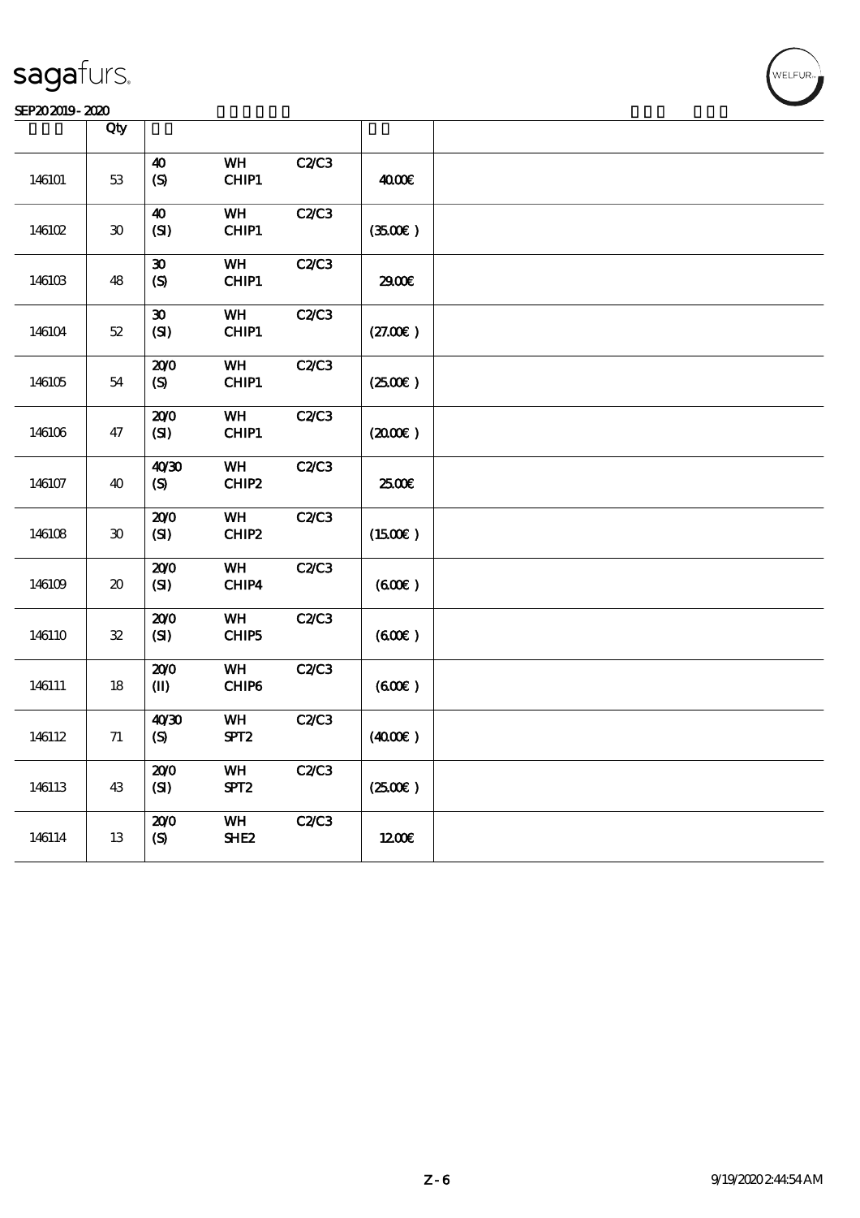| | Qty | | | | | |
|---|---|---|---|---|---|---|
| 146101 | 53 | 40 (S) | WH CHIP1 | C2/C3 | 40.00€ | |
| 146102 | 30 | 40 (SI) | WH CHIP1 | C2/C3 | (35.00€ ) | |
| 146103 | 48 | 30 (S) | WH CHIP1 | C2/C3 | 29.00€ | |
| 146104 | 52 | 30 (SI) | WH CHIP1 | C2/C3 | (27.00€ ) | |
| 146105 | 54 | 20/0 (S) | WH CHIP1 | C2/C3 | (25.00€ ) | |
| 146106 | 47 | 20/0 (SI) | WH CHIP1 | C2/C3 | (20.00€ ) | |
| 146107 | 40 | 40/30 (S) | WH CHIP2 | C2/C3 | 25.00€ | |
| 146108 | 30 | 20/0 (SI) | WH CHIP2 | C2/C3 | (15.00€ ) | |
| 146109 | 20 | 20/0 (SI) | WH CHIP4 | C2/C3 | (6.00€ ) | |
| 146110 | 32 | 20/0 (SI) | WH CHIP5 | C2/C3 | (6.00€ ) | |
| 146111 | 18 | 20/0 (II) | WH CHIP6 | C2/C3 | (6.00€ ) | |
| 146112 | 71 | 40/30 (S) | WH SPT2 | C2/C3 | (40.00€ ) | |
| 146113 | 43 | 20/0 (SI) | WH SPT2 | C2/C3 | (25.00€ ) | |
| 146114 | 13 | 20/0 (S) | WH SHE2 | C2/C3 | 12.00€ | |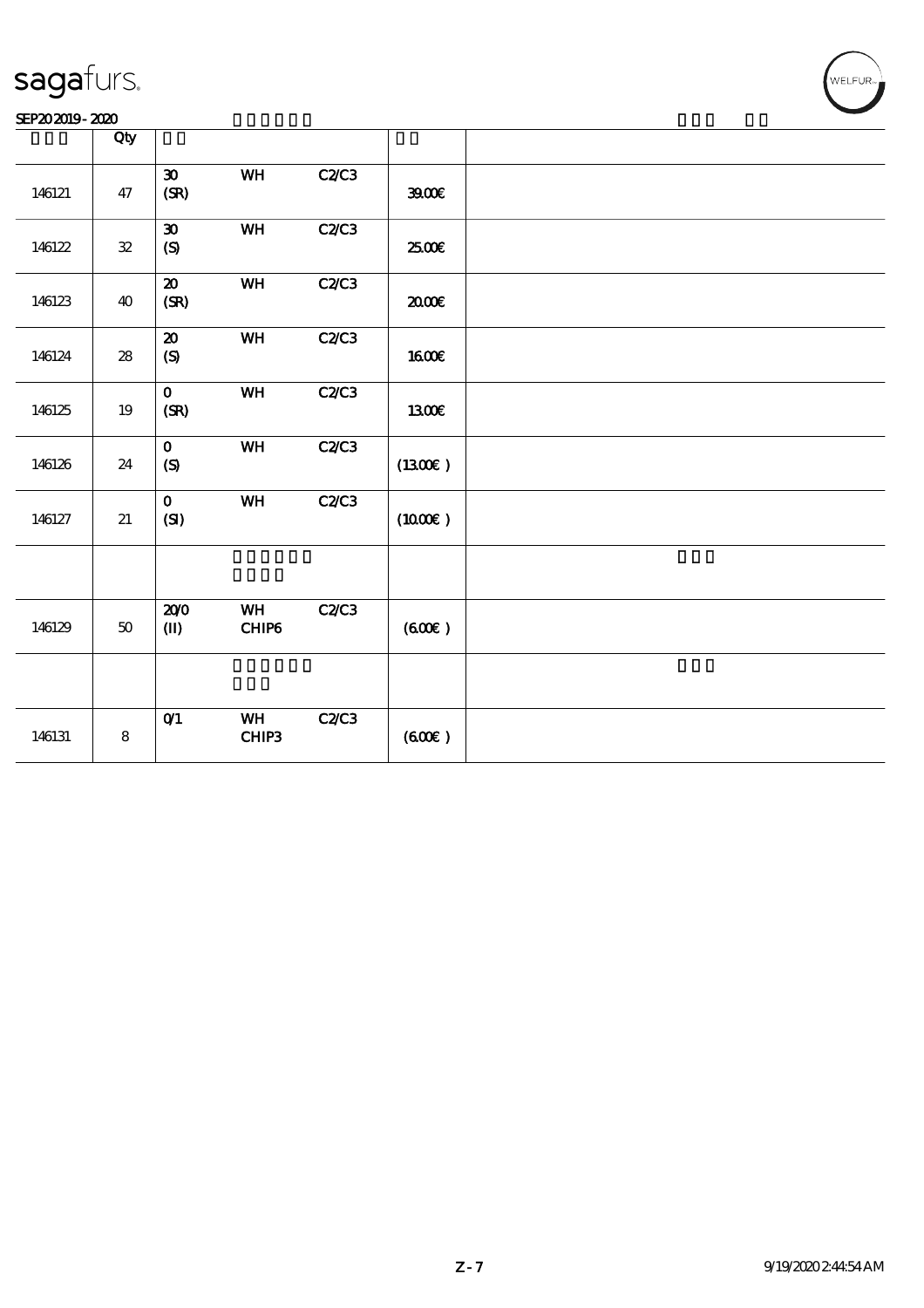sagafurs.

SEP20 2019 - 2020

| | Qty | | | | | |
|---|---|---|---|---|---|---|
| 146121 | 47 | 30 (SR) | WH | C2/C3 | 39.00€ | |
| 146122 | 32 | 30 (S) | WH | C2/C3 | 25.00€ | |
| 146123 | 40 | 20 (SR) | WH | C2/C3 | 20.00€ | |
| 146124 | 28 | 20 (S) | WH | C2/C3 | 16.00€ | |
| 146125 | 19 | 0 (SR) | WH | C2/C3 | 13.00€ | |
| 146126 | 24 | 0 (S) | WH | C2/C3 | (13.00€ ) | |
| 146127 | 21 | 0 (SI) | WH | C2/C3 | (10.00€ ) | |
| | | | | | | |
| 146129 | 50 | 20/0 (II) | WH CHIP6 | C2/C3 | (6.00€ ) | |
| | | | | | | |
| 146131 | 8 | 0/1 | WH CHIP3 | C2/C3 | (6.00€ ) | |